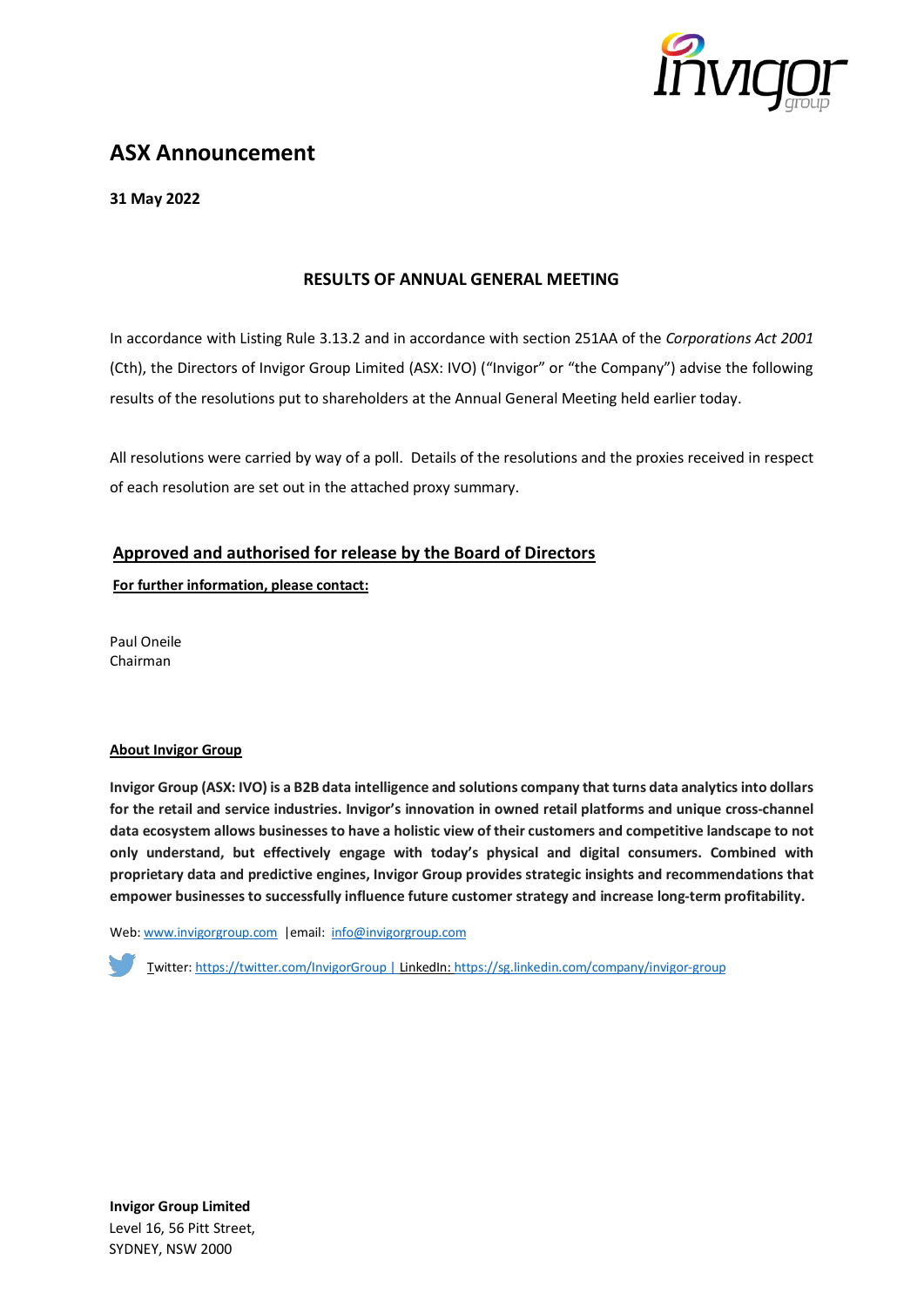# ASX Announcement

**31 May 2022**

## RESULTS OF ANNUAL GENERAL MEETING

In accordance with Listing Rule 3.13.2 and in accordance with section 251AA of the *Corporations Act 2001* (Cth), the Directors of Invigor Group Limited (ASX: IVO) ("Invigor" or "the Company") advise the following results of the resolutions put to shareholders at the Annual General Meeting held earlier today.

All resolutions were carried by way of a poll. Details of the resolutions and the proxies received in respect of each resolution are set out in the attached proxy summary.

**Approved and authorised for release by the Board of Directors**

**For further information, please contact:**

Paul Oneile
Chairman

**About Invigor Group**

**Invigor Group (ASX: IVO) is a B2B data intelligence and solutions company that turns data analytics into dollars for the retail and service industries. Invigor's innovation in owned retail platforms and unique cross-channel data ecosystem allows businesses to have a holistic view of their customers and competitive landscape to not only understand, but effectively engage with today's physical and digital consumers. Combined with proprietary data and predictive engines, Invigor Group provides strategic insights and recommendations that empower businesses to successfully influence future customer strategy and increase long-term profitability.**

Web: www.invigorgroup.com | email: info@invigorgroup.com

Twitter: https://twitter.com/InvigorGroup | LinkedIn: https://sg.linkedin.com/company/invigor-group

**Invigor Group Limited**
Level 16, 56 Pitt Street,
SYDNEY, NSW 2000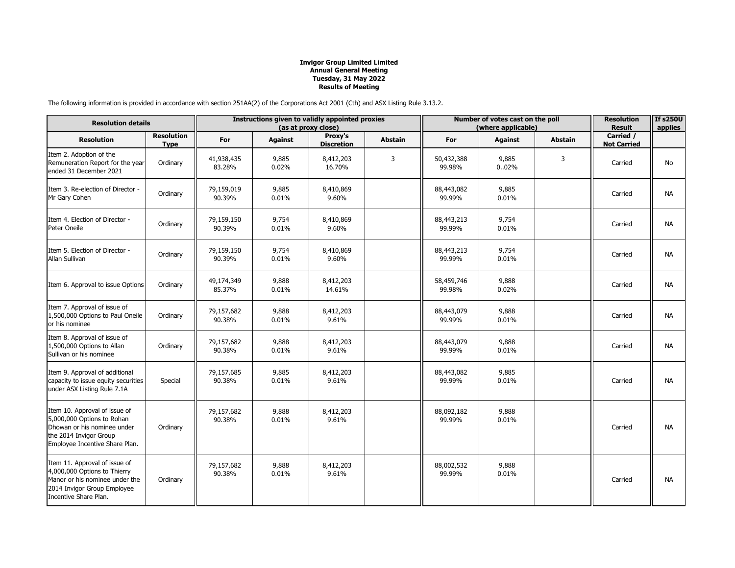**Invigor Group Limited Limited**
**Annual General Meeting**
**Tuesday, 31 May 2022**
**Results of Meeting**

The following information is provided in accordance with section 251AA(2) of the Corporations Act 2001 (Cth) and ASX Listing Rule 3.13.2.

| Resolution details | | Instructions given to validly appointed proxies (as at proxy close) | | | | Number of votes cast on the poll (where applicable) | | | Resolution Result | If s250U applies |
|---|---|---|---|---|---|---|---|---|---|---|
| **Resolution** | **Resolution Type** | **For** | **Against** | **Proxy's Discretion** | **Abstain** | **For** | **Against** | **Abstain** | **Carried / Not Carried** | |
| Item 2. Adoption of the Remuneration Report for the year ended 31 December 2021 | Ordinary | 41,938,435 83.28% | 9,885 0.02% | 8,412,203 16.70% | 3 | 50,432,388 99.98% | 9,885 0..02% | 3 | Carried | No |
| Item 3. Re-election of Director - Mr Gary Cohen | Ordinary | 79,159,019 90.39% | 9,885 0.01% | 8,410,869 9.60% | | 88,443,082 99.99% | 9,885 0.01% | | Carried | NA |
| Item 4. Election of Director - Peter Oneile | Ordinary | 79,159,150 90.39% | 9,754 0.01% | 8,410,869 9.60% | | 88,443,213 99.99% | 9,754 0.01% | | Carried | NA |
| Item 5. Election of Director - Allan Sullivan | Ordinary | 79,159,150 90.39% | 9,754 0.01% | 8,410,869 9.60% | | 88,443,213 99.99% | 9,754 0.01% | | Carried | NA |
| Item 6. Approval to issue Options | Ordinary | 49,174,349 85.37% | 9,888 0.01% | 8,412,203 14.61% | | 58,459,746 99.98% | 9,888 0.02% | | Carried | NA |
| Item 7. Approval of issue of 1,500,000 Options to Paul Oneile or his nominee | Ordinary | 79,157,682 90.38% | 9,888 0.01% | 8,412,203 9.61% | | 88,443,079 99.99% | 9,888 0.01% | | Carried | NA |
| Item 8. Approval of issue of 1,500,000 Options to Allan Sullivan or his nominee | Ordinary | 79,157,682 90.38% | 9,888 0.01% | 8,412,203 9.61% | | 88,443,079 99.99% | 9,888 0.01% | | Carried | NA |
| Item 9. Approval of additional capacity to issue equity securities under ASX Listing Rule 7.1A | Special | 79,157,685 90.38% | 9,885 0.01% | 8,412,203 9.61% | | 88,443,082 99.99% | 9,885 0.01% | | Carried | NA |
| Item 10. Approval of issue of 5,000,000 Options to Rohan Dhowan or his nominee under the 2014 Invigor Group Employee Incentive Share Plan. | Ordinary | 79,157,682 90.38% | 9,888 0.01% | 8,412,203 9.61% | | 88,092,182 99.99% | 9,888 0.01% | | Carried | NA |
| Item 11. Approval of issue of 4,000,000 Options to Thierry Manor or his nominee under the 2014 Invigor Group Employee Incentive Share Plan. | Ordinary | 79,157,682 90.38% | 9,888 0.01% | 8,412,203 9.61% | | 88,002,532 99.99% | 9,888 0.01% | | Carried | NA |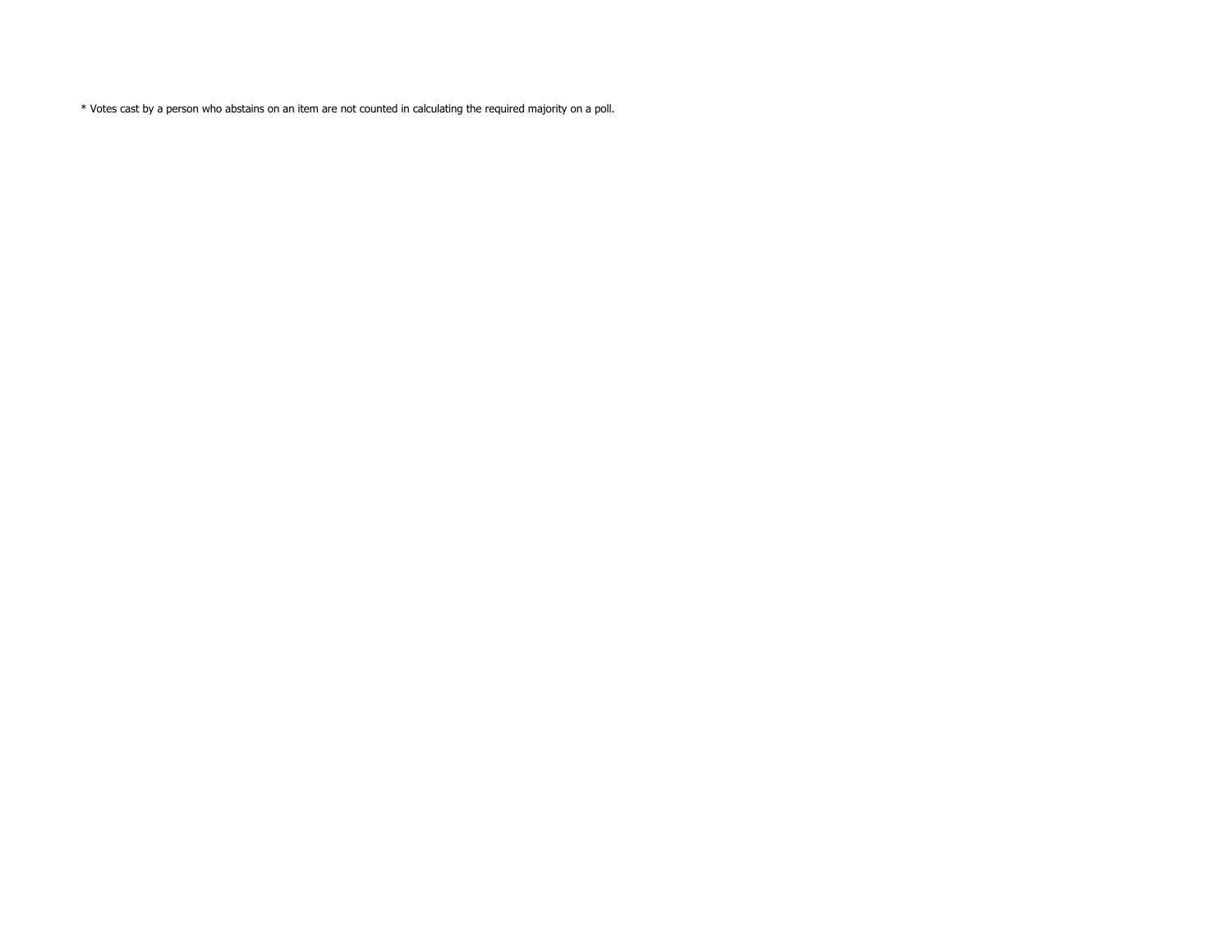* Votes cast by a person who abstains on an item are not counted in calculating the required majority on a poll.